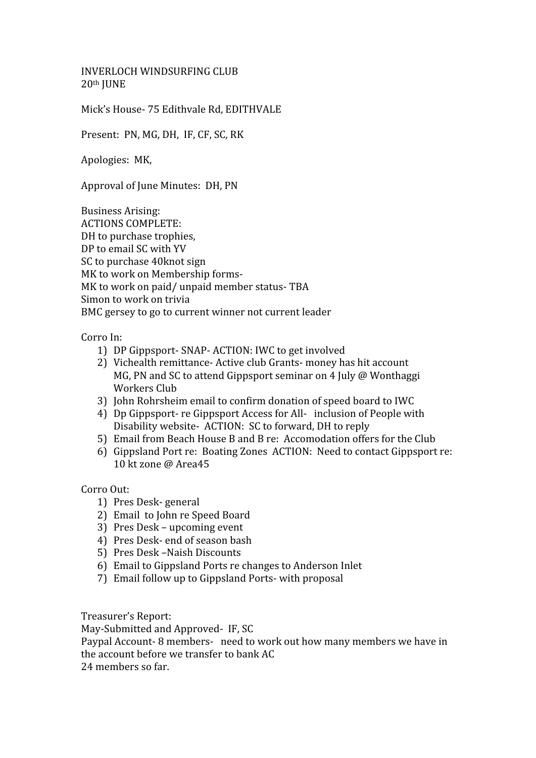INVERLOCH WINDSURFING CLUB
20th JUNE

Mick's House- 75 Edithvale Rd, EDITHVALE

Present: PN, MG, DH, IF, CF, SC, RK

Apologies: MK,

Approval of June Minutes: DH, PN

Business Arising:
ACTIONS COMPLETE:
DH to purchase trophies,
DP to email SC with YV
SC to purchase 40knot sign
MK to work on Membership forms-
MK to work on paid/ unpaid member status- TBA
Simon to work on trivia
BMC gersey to go to current winner not current leader

Corro In:

1) DP Gippsport- SNAP- ACTION: IWC to get involved
2) Vichealth remittance- Active club Grants- money has hit account
   MG, PN and SC to attend Gippsport seminar on 4 July @ Wonthaggi Workers Club
3) John Rohrsheim email to confirm donation of speed board to IWC
4) Dp Gippsport- re Gippsport Access for All- inclusion of People with Disability website- ACTION: SC to forward, DH to reply
5) Email from Beach House B and B re: Accomodation offers for the Club
6) Gippsland Port re: Boating Zones ACTION: Need to contact Gippsport re: 10 kt zone @ Area45

Corro Out:

1) Pres Desk- general
2) Email to John re Speed Board
3) Pres Desk – upcoming event
4) Pres Desk- end of season bash
5) Pres Desk –Naish Discounts
6) Email to Gippsland Ports re changes to Anderson Inlet
7) Email follow up to Gippsland Ports- with proposal

Treasurer's Report:
May-Submitted and Approved- IF, SC
Paypal Account- 8 members- need to work out how many members we have in the account before we transfer to bank AC
24 members so far.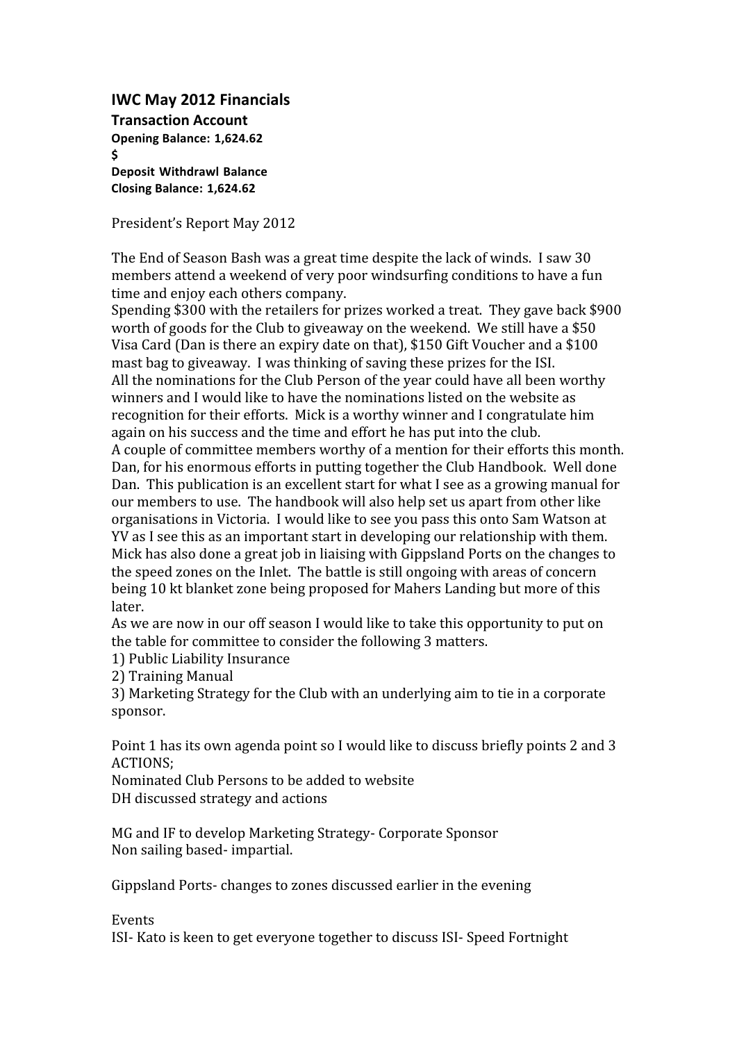## IWC May 2012 Financials

### Transaction Account

**Opening Balance: 1,624.62**

**$**

**Deposit Withdrawl Balance**

**Closing Balance: 1,624.62**

President's Report May 2012

The End of Season Bash was a great time despite the lack of winds. I saw 30 members attend a weekend of very poor windsurfing conditions to have a fun time and enjoy each others company.

Spending $300 with the retailers for prizes worked a treat. They gave back $900 worth of goods for the Club to giveaway on the weekend. We still have a $50 Visa Card (Dan is there an expiry date on that), $150 Gift Voucher and a $100 mast bag to giveaway. I was thinking of saving these prizes for the ISI.

All the nominations for the Club Person of the year could have all been worthy winners and I would like to have the nominations listed on the website as recognition for their efforts. Mick is a worthy winner and I congratulate him again on his success and the time and effort he has put into the club.

A couple of committee members worthy of a mention for their efforts this month. Dan, for his enormous efforts in putting together the Club Handbook. Well done Dan. This publication is an excellent start for what I see as a growing manual for our members to use. The handbook will also help set us apart from other like organisations in Victoria. I would like to see you pass this onto Sam Watson at YV as I see this as an important start in developing our relationship with them.

Mick has also done a great job in liaising with Gippsland Ports on the changes to the speed zones on the Inlet. The battle is still ongoing with areas of concern being 10 kt blanket zone being proposed for Mahers Landing but more of this later.

As we are now in our off season I would like to take this opportunity to put on the table for committee to consider the following 3 matters.

1) Public Liability Insurance
2) Training Manual
3) Marketing Strategy for the Club with an underlying aim to tie in a corporate sponsor.

Point 1 has its own agenda point so I would like to discuss briefly points 2 and 3

ACTIONS;

Nominated Club Persons to be added to website

DH discussed strategy and actions

MG and IF to develop Marketing Strategy- Corporate Sponsor

Non sailing based- impartial.

Gippsland Ports- changes to zones discussed earlier in the evening

Events

ISI- Kato is keen to get everyone together to discuss ISI- Speed Fortnight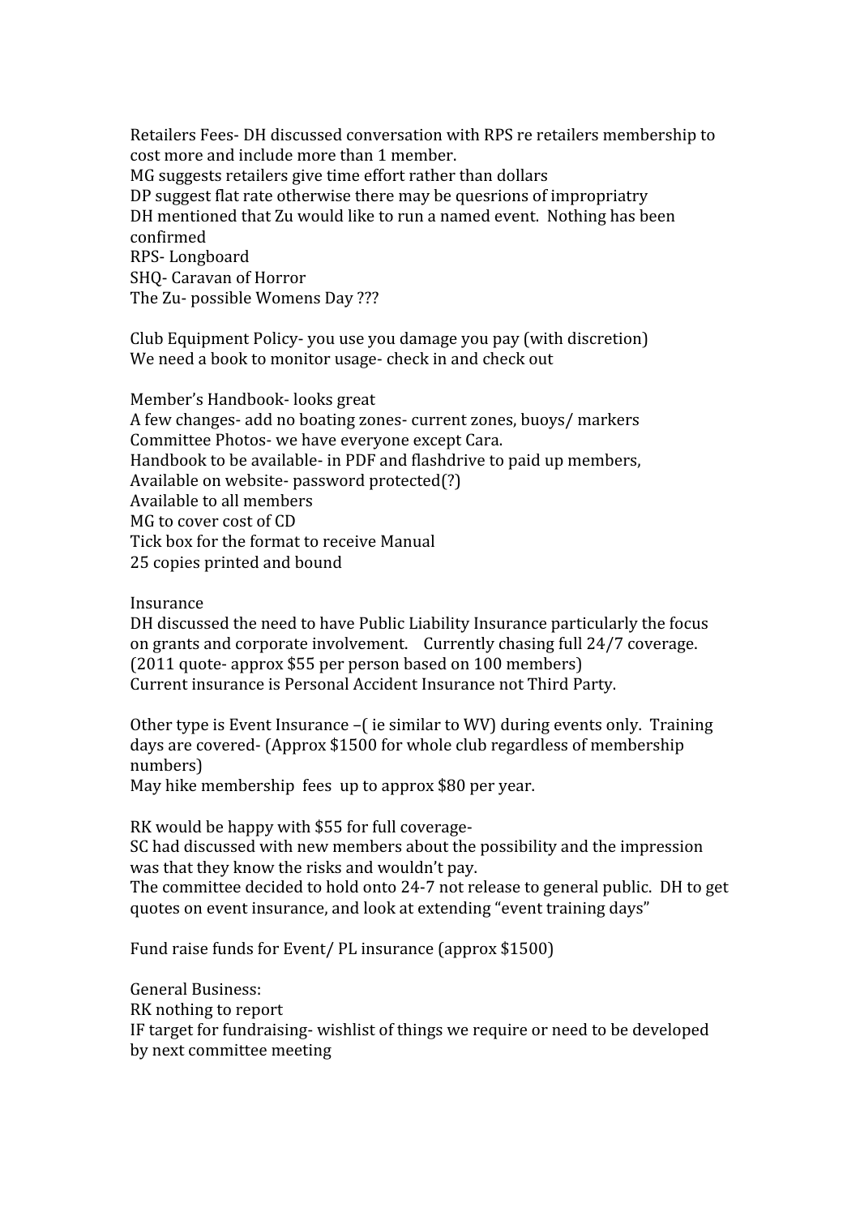Retailers Fees- DH discussed conversation with RPS re retailers membership to cost more and include more than 1 member.
MG suggests retailers give time effort rather than dollars
DP suggest flat rate otherwise there may be quesrions of impropriatry
DH mentioned that Zu would like to run a named event. Nothing has been confirmed
RPS- Longboard
SHQ- Caravan of Horror
The Zu- possible Womens Day ???

Club Equipment Policy- you use you damage you pay (with discretion)
We need a book to monitor usage- check in and check out

Member's Handbook- looks great
A few changes- add no boating zones- current zones, buoys/ markers
Committee Photos- we have everyone except Cara.
Handbook to be available- in PDF and flashdrive to paid up members,
Available on website- password protected(?)
Available to all members
MG to cover cost of CD
Tick box for the format to receive Manual
25 copies printed and bound

Insurance
DH discussed the need to have Public Liability Insurance particularly the focus on grants and corporate involvement. Currently chasing full 24/7 coverage.
(2011 quote- approx $55 per person based on 100 members)
Current insurance is Personal Accident Insurance not Third Party.

Other type is Event Insurance –( ie similar to WV) during events only. Training days are covered- (Approx $1500 for whole club regardless of membership numbers)
May hike membership fees up to approx $80 per year.

RK would be happy with $55 for full coverage-
SC had discussed with new members about the possibility and the impression was that they know the risks and wouldn't pay.
The committee decided to hold onto 24-7 not release to general public. DH to get quotes on event insurance, and look at extending "event training days"

Fund raise funds for Event/ PL insurance (approx $1500)

General Business:
RK nothing to report
IF target for fundraising- wishlist of things we require or need to be developed by next committee meeting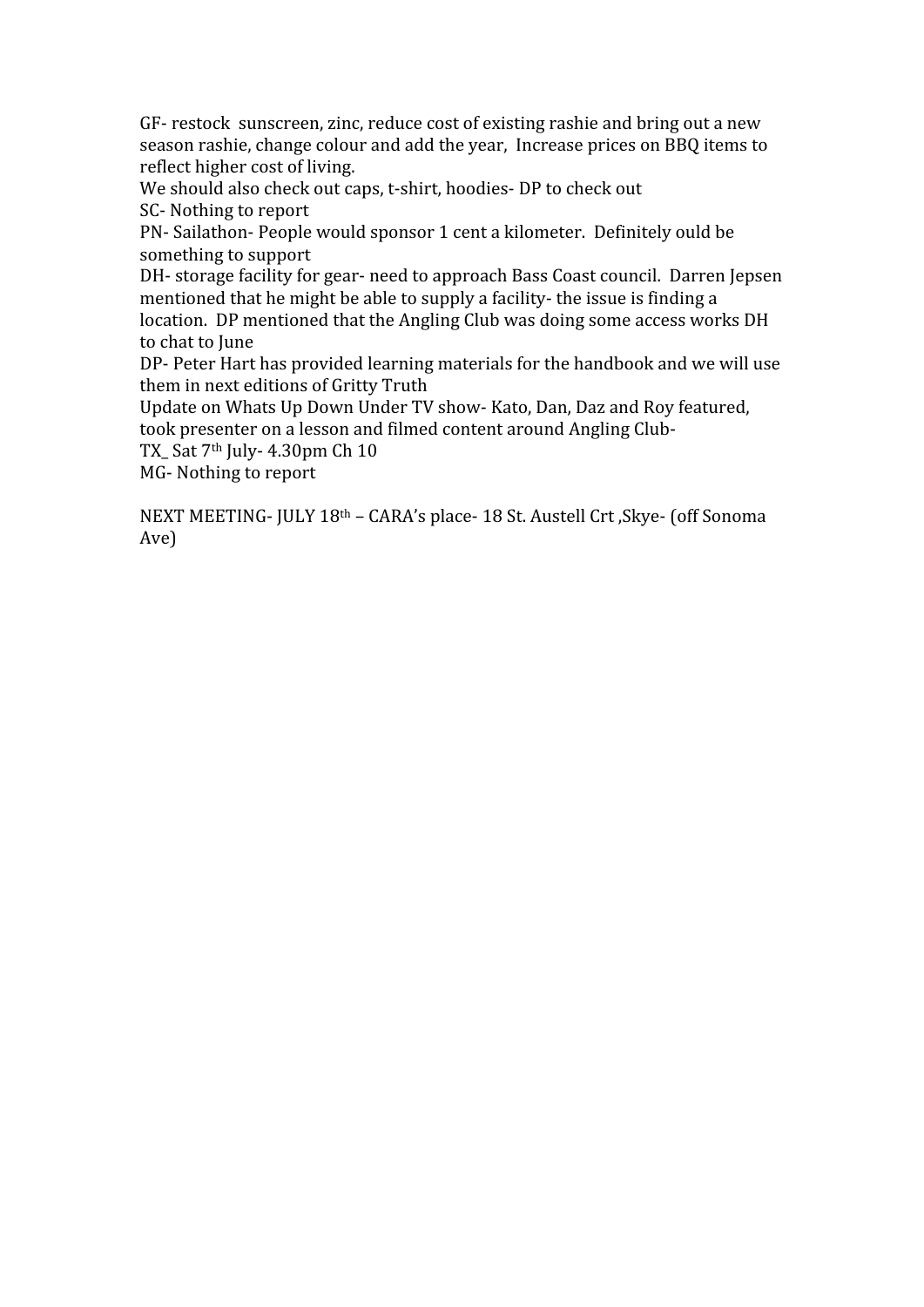GF- restock sunscreen, zinc, reduce cost of existing rashie and bring out a new season rashie, change colour and add the year, Increase prices on BBQ items to reflect higher cost of living.
We should also check out caps, t-shirt, hoodies- DP to check out
SC- Nothing to report
PN- Sailathon- People would sponsor 1 cent a kilometer. Definitely ould be something to support
DH- storage facility for gear- need to approach Bass Coast council. Darren Jepsen mentioned that he might be able to supply a facility- the issue is finding a location. DP mentioned that the Angling Club was doing some access works DH to chat to June
DP- Peter Hart has provided learning materials for the handbook and we will use them in next editions of Gritty Truth
Update on Whats Up Down Under TV show- Kato, Dan, Daz and Roy featured, took presenter on a lesson and filmed content around Angling Club-
TX_ Sat 7th July- 4.30pm Ch 10
MG- Nothing to report

NEXT MEETING- JULY 18th – CARA's place- 18 St. Austell Crt ,Skye- (off Sonoma Ave)